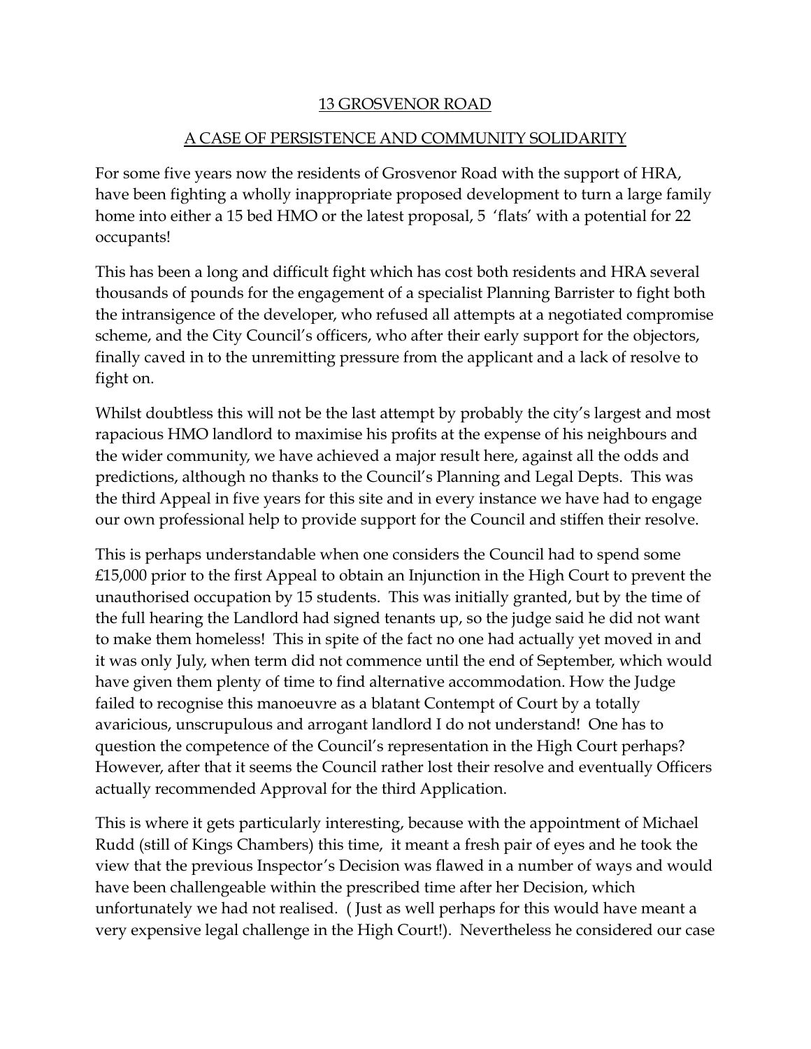# 13 GROSVENOR ROAD

## A CASE OF PERSISTENCE AND COMMUNITY SOLIDARITY

For some five years now the residents of Grosvenor Road with the support of HRA, have been fighting a wholly inappropriate proposed development to turn a large family home into either a 15 bed HMO or the latest proposal, 5 'flats' with a potential for 22 occupants!

This has been a long and difficult fight which has cost both residents and HRA several thousands of pounds for the engagement of a specialist Planning Barrister to fight both the intransigence of the developer, who refused all attempts at a negotiated compromise scheme, and the City Council's officers, who after their early support for the objectors, finally caved in to the unremitting pressure from the applicant and a lack of resolve to fight on.

Whilst doubtless this will not be the last attempt by probably the city's largest and most rapacious HMO landlord to maximise his profits at the expense of his neighbours and the wider community, we have achieved a major result here, against all the odds and predictions, although no thanks to the Council's Planning and Legal Depts. This was the third Appeal in five years for this site and in every instance we have had to engage our own professional help to provide support for the Council and stiffen their resolve.

This is perhaps understandable when one considers the Council had to spend some £15,000 prior to the first Appeal to obtain an Injunction in the High Court to prevent the unauthorised occupation by 15 students. This was initially granted, but by the time of the full hearing the Landlord had signed tenants up, so the judge said he did not want to make them homeless! This in spite of the fact no one had actually yet moved in and it was only July, when term did not commence until the end of September, which would have given them plenty of time to find alternative accommodation. How the Judge failed to recognise this manoeuvre as a blatant Contempt of Court by a totally avaricious, unscrupulous and arrogant landlord I do not understand! One has to question the competence of the Council's representation in the High Court perhaps? However, after that it seems the Council rather lost their resolve and eventually Officers actually recommended Approval for the third Application.

This is where it gets particularly interesting, because with the appointment of Michael Rudd (still of Kings Chambers) this time, it meant a fresh pair of eyes and he took the view that the previous Inspector's Decision was flawed in a number of ways and would have been challengeable within the prescribed time after her Decision, which unfortunately we had not realised. ( Just as well perhaps for this would have meant a very expensive legal challenge in the High Court!). Nevertheless he considered our case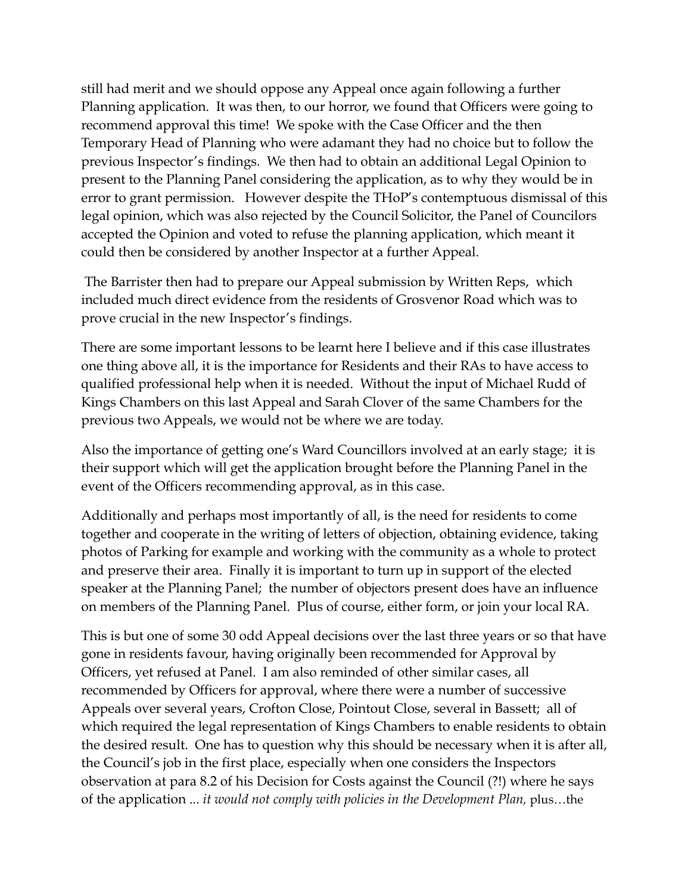still had merit and we should oppose any Appeal once again following a further Planning application. It was then, to our horror, we found that Officers were going to recommend approval this time! We spoke with the Case Officer and the then Temporary Head of Planning who were adamant they had no choice but to follow the previous Inspector's findings. We then had to obtain an additional Legal Opinion to present to the Planning Panel considering the application, as to why they would be in error to grant permission. However despite the THoP's contemptuous dismissal of this legal opinion, which was also rejected by the Council Solicitor, the Panel of Councilors accepted the Opinion and voted to refuse the planning application, which meant it could then be considered by another Inspector at a further Appeal.

The Barrister then had to prepare our Appeal submission by Written Reps, which included much direct evidence from the residents of Grosvenor Road which was to prove crucial in the new Inspector's findings.

There are some important lessons to be learnt here I believe and if this case illustrates one thing above all, it is the importance for Residents and their RAs to have access to qualified professional help when it is needed. Without the input of Michael Rudd of Kings Chambers on this last Appeal and Sarah Clover of the same Chambers for the previous two Appeals, we would not be where we are today.

Also the importance of getting one's Ward Councillors involved at an early stage; it is their support which will get the application brought before the Planning Panel in the event of the Officers recommending approval, as in this case.

Additionally and perhaps most importantly of all, is the need for residents to come together and cooperate in the writing of letters of objection, obtaining evidence, taking photos of Parking for example and working with the community as a whole to protect and preserve their area. Finally it is important to turn up in support of the elected speaker at the Planning Panel; the number of objectors present does have an influence on members of the Planning Panel. Plus of course, either form, or join your local RA.

This is but one of some 30 odd Appeal decisions over the last three years or so that have gone in residents favour, having originally been recommended for Approval by Officers, yet refused at Panel. I am also reminded of other similar cases, all recommended by Officers for approval, where there were a number of successive Appeals over several years, Crofton Close, Pointout Close, several in Bassett; all of which required the legal representation of Kings Chambers to enable residents to obtain the desired result. One has to question why this should be necessary when it is after all, the Council's job in the first place, especially when one considers the Inspectors observation at para 8.2 of his Decision for Costs against the Council (?!) where he says of the application ... *it would not comply with policies in the Development Plan,* plus…the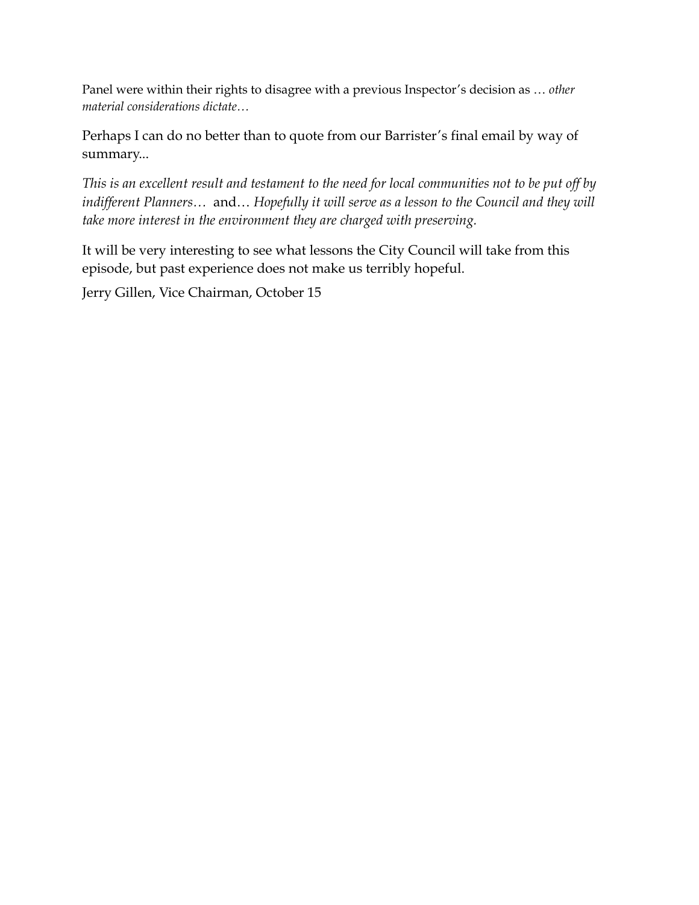Panel were within their rights to disagree with a previous Inspector's decision as … *other material considerations dictate…*

Perhaps I can do no better than to quote from our Barrister's final email by way of summary...

*This is an excellent result and testament to the need for local communities not to be put off by indifferent Planners…* and… *Hopefully it will serve as a lesson to the Council and they will take more interest in the environment they are charged with preserving.*

It will be very interesting to see what lessons the City Council will take from this episode, but past experience does not make us terribly hopeful.

Jerry Gillen, Vice Chairman, October 15